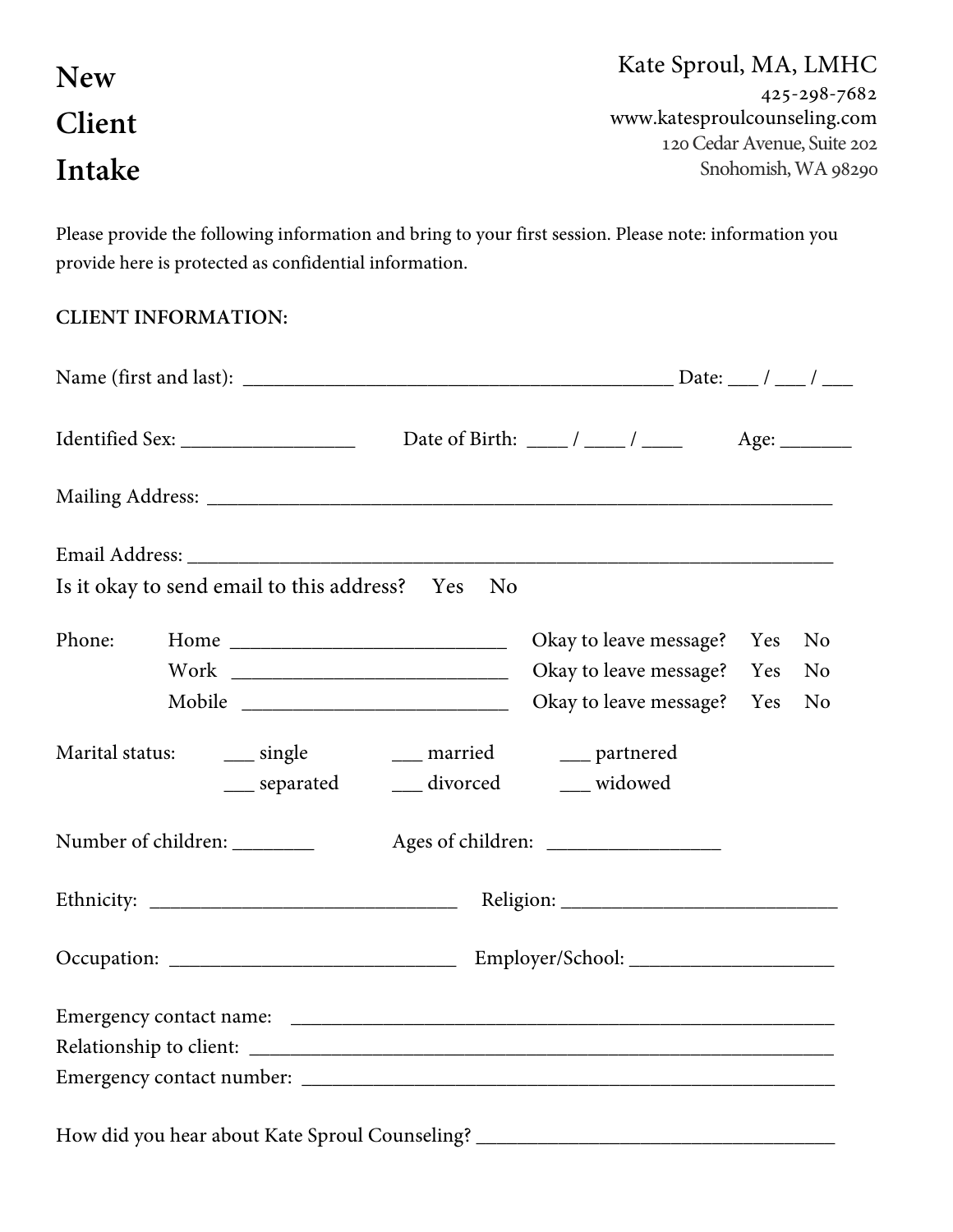# New Client Intake

**Kate Sproul, MA, LMHC**
425-298-7682
www.katesproulcounseling.com
120 Cedar Avenue, Suite 202
Snohomish, WA 98290

Please provide the following information and bring to your first session. Please note: information you provide here is protected as confidential information.

**CLIENT INFORMATION:**

Name (first and last): ___________________________________________ Date: ___ / ___ / ___

Identified Sex: _________________ Date of Birth: ____ / ____ / ____ Age: _______

Mailing Address: _______________________________________________________________

Email Address: _________________________________________________________________

Is it okay to send email to this address? Yes No

Phone:

- Home ___________________________ Okay to leave message? Yes No
- Work ___________________________ Okay to leave message? Yes No
- Mobile __________________________ Okay to leave message? Yes No

Marital status:

___ single ___ married ___ partnered
___ separated ___ divorced ___ widowed

Number of children: ________ Ages of children: _________________

Ethnicity: ______________________________ Religion: ___________________________

Occupation: ____________________________ Employer/School: ____________________

Emergency contact name: _______________________________________________________

Relationship to client: __________________________________________________________

Emergency contact number: _____________________________________________________

How did you hear about Kate Sproul Counseling? ____________________________________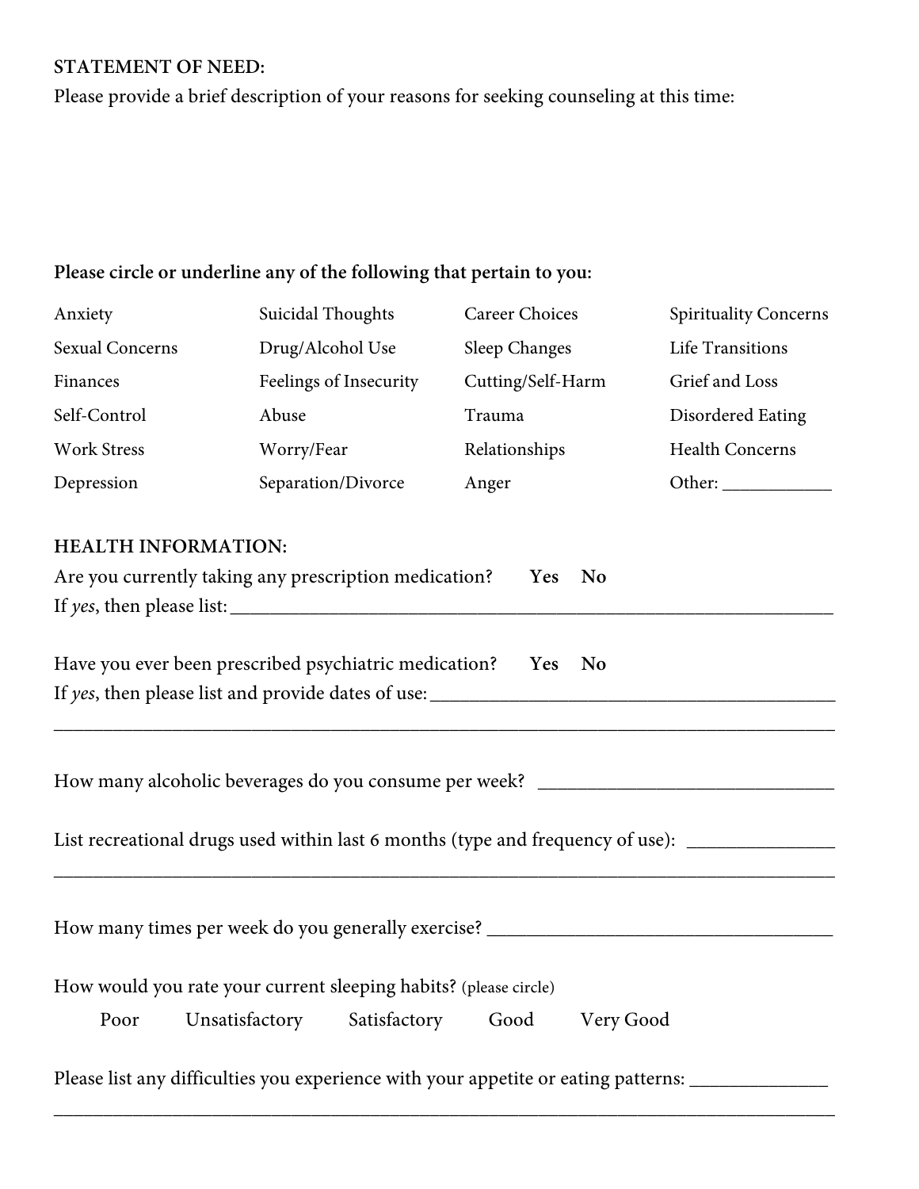**STATEMENT OF NEED:**

Please provide a brief description of your reasons for seeking counseling at this time:

**Please circle or underline any of the following that pertain to you:**

| | | | |
|---|---|---|---|
| Anxiety | Suicidal Thoughts | Career Choices | Spirituality Concerns |
| Sexual Concerns | Drug/Alcohol Use | Sleep Changes | Life Transitions |
| Finances | Feelings of Insecurity | Cutting/Self-Harm | Grief and Loss |
| Self-Control | Abuse | Trauma | Disordered Eating |
| Work Stress | Worry/Fear | Relationships | Health Concerns |
| Depression | Separation/Divorce | Anger | Other: ___________ |

**HEALTH INFORMATION:**

Are you currently taking any prescription medication? **Yes No**

If *yes*, then please list: ______________________________________________________________

Have you ever been prescribed psychiatric medication? **Yes No**

If *yes*, then please list and provide dates of use: _________________________________________

______________________________________________________________________________

How many alcoholic beverages do you consume per week? _____________________________

List recreational drugs used within last 6 months (type and frequency of use): ______________

______________________________________________________________________________

How many times per week do you generally exercise? __________________________________

How would you rate your current sleeping habits? (please circle)

Poor Unsatisfactory Satisfactory Good Very Good

Please list any difficulties you experience with your appetite or eating patterns: _____________

______________________________________________________________________________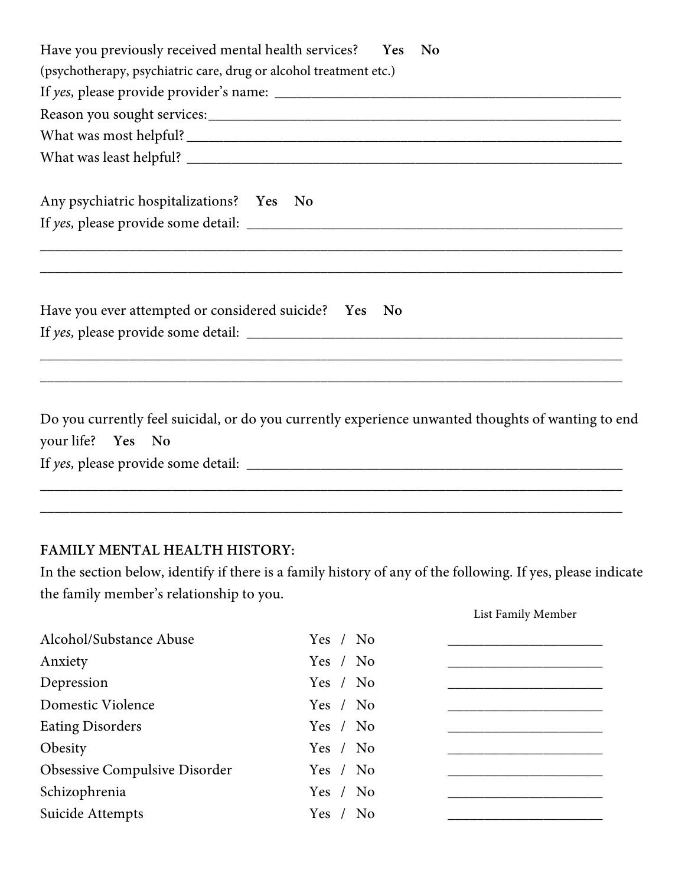Have you previously received mental health services? **Yes** **No**
(psychotherapy, psychiatric care, drug or alcohol treatment etc.)
If *yes,* please provide provider's name: ___________________________________________
Reason you sought services:_______________________________________________________
What was most helpful? ___________________________________________________________
What was least helpful? ___________________________________________________________

Any psychiatric hospitalizations? **Yes** **No**
If *yes,* please provide some detail: ________________________________________________
_______________________________________________________________________________
_______________________________________________________________________________

Have you ever attempted or considered suicide? **Yes** **No**
If *yes,* please provide some detail: ________________________________________________
_______________________________________________________________________________
_______________________________________________________________________________

Do you currently feel suicidal, or do you currently experience unwanted thoughts of wanting to end your life? **Yes** **No**
If *yes,* please provide some detail: ________________________________________________
_______________________________________________________________________________
_______________________________________________________________________________

**FAMILY MENTAL HEALTH HISTORY:**
In the section below, identify if there is a family history of any of the following. If yes, please indicate the family member's relationship to you.

| | | List Family Member |
|---|---|---|
| Alcohol/Substance Abuse | Yes / No | ____________________ |
| Anxiety | Yes / No | ____________________ |
| Depression | Yes / No | ____________________ |
| Domestic Violence | Yes / No | ____________________ |
| Eating Disorders | Yes / No | ____________________ |
| Obesity | Yes / No | ____________________ |
| Obsessive Compulsive Disorder | Yes / No | ____________________ |
| Schizophrenia | Yes / No | ____________________ |
| Suicide Attempts | Yes / No | ____________________ |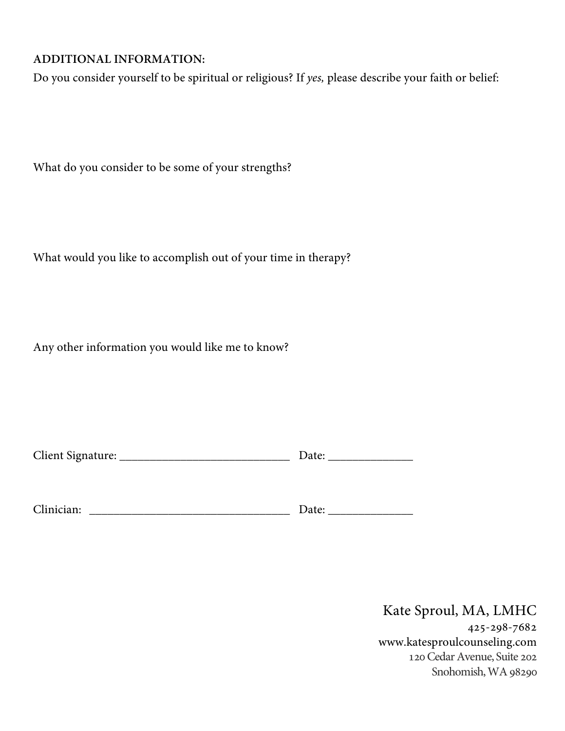**ADDITIONAL INFORMATION:**

Do you consider yourself to be spiritual or religious? If *yes,* please describe your faith or belief:

What do you consider to be some of your strengths?

What would you like to accomplish out of your time in therapy?

Any other information you would like me to know?

Client Signature: ____________________________ Date: ______________

Clinician: _________________________________ Date: ______________

Kate Sproul, MA, LMHC
425-298-7682
www.katesproulcounseling.com
120 Cedar Avenue, Suite 202
Snohomish, WA 98290